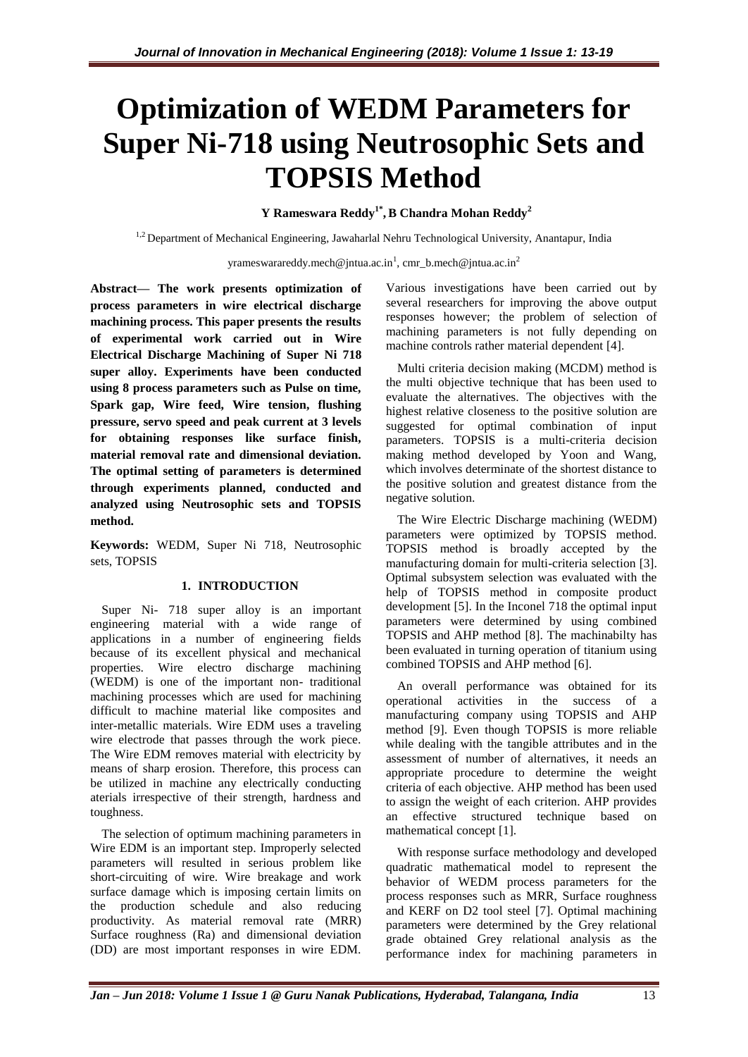# Optimization of WEDM Parameters for Super Ni-718 using Neutrosophic Sets and TOPSIS Method

**Y Rameswara Reddy[1*], B Chandra Mohan Reddy[2]**

[1,2] Department of Mechanical Engineering, Jawaharlal Nehru Technological University, Anantapur, India

yrameswarareddy.mech@jntua.ac.in[1], cmr_b.mech@jntua.ac.in[2]

**Abstract— The work presents optimization of process parameters in wire electrical discharge machining process. This paper presents the results of experimental work carried out in Wire Electrical Discharge Machining of Super Ni 718 super alloy. Experiments have been conducted using 8 process parameters such as Pulse on time, Spark gap, Wire feed, Wire tension, flushing pressure, servo speed and peak current at 3 levels for obtaining responses like surface finish, material removal rate and dimensional deviation. The optimal setting of parameters is determined through experiments planned, conducted and analyzed using Neutrosophic sets and TOPSIS method.**

**Keywords:** WEDM, Super Ni 718, Neutrosophic sets, TOPSIS

## 1. INTRODUCTION

Super Ni- 718 super alloy is an important engineering material with a wide range of applications in a number of engineering fields because of its excellent physical and mechanical properties. Wire electro discharge machining (WEDM) is one of the important non- traditional machining processes which are used for machining difficult to machine material like composites and inter-metallic materials. Wire EDM uses a traveling wire electrode that passes through the work piece. The Wire EDM removes material with electricity by means of sharp erosion. Therefore, this process can be utilized in machine any electrically conducting aterials irrespective of their strength, hardness and toughness.

The selection of optimum machining parameters in Wire EDM is an important step. Improperly selected parameters will resulted in serious problem like short-circuiting of wire. Wire breakage and work surface damage which is imposing certain limits on the production schedule and also reducing productivity. As material removal rate (MRR) Surface roughness (Ra) and dimensional deviation (DD) are most important responses in wire EDM. Various investigations have been carried out by several researchers for improving the above output responses however; the problem of selection of machining parameters is not fully depending on machine controls rather material dependent [4].

Multi criteria decision making (MCDM) method is the multi objective technique that has been used to evaluate the alternatives. The objectives with the highest relative closeness to the positive solution are suggested for optimal combination of input parameters. TOPSIS is a multi-criteria decision making method developed by Yoon and Wang, which involves determinate of the shortest distance to the positive solution and greatest distance from the negative solution.

The Wire Electric Discharge machining (WEDM) parameters were optimized by TOPSIS method. TOPSIS method is broadly accepted by the manufacturing domain for multi-criteria selection [3]. Optimal subsystem selection was evaluated with the help of TOPSIS method in composite product development [5]. In the Inconel 718 the optimal input parameters were determined by using combined TOPSIS and AHP method [8]. The machinabilty has been evaluated in turning operation of titanium using combined TOPSIS and AHP method [6].

An overall performance was obtained for its operational activities in the success of a manufacturing company using TOPSIS and AHP method [9]. Even though TOPSIS is more reliable while dealing with the tangible attributes and in the assessment of number of alternatives, it needs an appropriate procedure to determine the weight criteria of each objective. AHP method has been used to assign the weight of each criterion. AHP provides an effective structured technique based on mathematical concept [1].

With response surface methodology and developed quadratic mathematical model to represent the behavior of WEDM process parameters for the process responses such as MRR, Surface roughness and KERF on D2 tool steel [7]. Optimal machining parameters were determined by the Grey relational grade obtained Grey relational analysis as the performance index for machining parameters in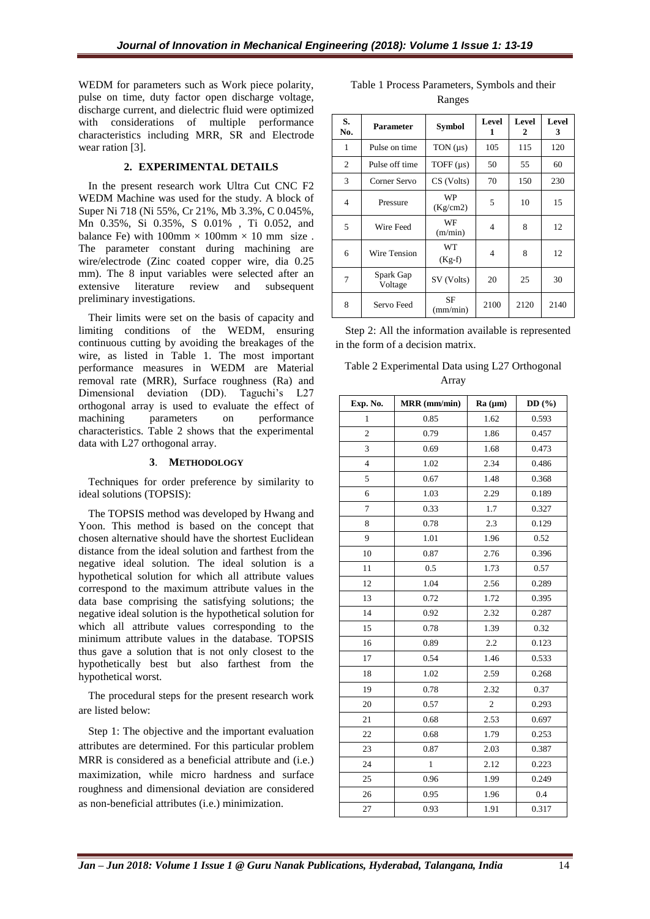WEDM for parameters such as Work piece polarity, pulse on time, duty factor open discharge voltage, discharge current, and dielectric fluid were optimized with considerations of multiple performance characteristics including MRR, SR and Electrode wear ration [3].

## 2. EXPERIMENTAL DETAILS

In the present research work Ultra Cut CNC F2 WEDM Machine was used for the study. A block of Super Ni 718 (Ni 55%, Cr 21%, Mb 3.3%, C 0.045%, Mn 0.35%, Si 0.35%, S 0.01% , Ti 0.052, and balance Fe) with 100mm × 100mm × 10 mm size . The parameter constant during machining are wire/electrode (Zinc coated copper wire, dia 0.25 mm). The 8 input variables were selected after an extensive literature review and subsequent preliminary investigations.

Their limits were set on the basis of capacity and limiting conditions of the WEDM, ensuring continuous cutting by avoiding the breakages of the wire, as listed in Table 1. The most important performance measures in WEDM are Material removal rate (MRR), Surface roughness (Ra) and Dimensional deviation (DD). Taguchi's L27 orthogonal array is used to evaluate the effect of machining parameters on performance characteristics. Table 2 shows that the experimental data with L27 orthogonal array.

## 3. METHODOLOGY

Techniques for order preference by similarity to ideal solutions (TOPSIS):

The TOPSIS method was developed by Hwang and Yoon. This method is based on the concept that chosen alternative should have the shortest Euclidean distance from the ideal solution and farthest from the negative ideal solution. The ideal solution is a hypothetical solution for which all attribute values correspond to the maximum attribute values in the data base comprising the satisfying solutions; the negative ideal solution is the hypothetical solution for which all attribute values corresponding to the minimum attribute values in the database. TOPSIS thus gave a solution that is not only closest to the hypothetically best but also farthest from the hypothetical worst.

The procedural steps for the present research work are listed below:

Step 1: The objective and the important evaluation attributes are determined. For this particular problem MRR is considered as a beneficial attribute and (i.e.) maximization, while micro hardness and surface roughness and dimensional deviation are considered as non-beneficial attributes (i.e.) minimization.

Table 1 Process Parameters, Symbols and their Ranges

| S. No. | Parameter | Symbol | Level 1 | Level 2 | Level 3 |
|---|---|---|---|---|---|
| 1 | Pulse on time | TON (µs) | 105 | 115 | 120 |
| 2 | Pulse off time | TOFF (µs) | 50 | 55 | 60 |
| 3 | Corner Servo | CS (Volts) | 70 | 150 | 230 |
| 4 | Pressure | WP (Kg/cm2) | 5 | 10 | 15 |
| 5 | Wire Feed | WF (m/min) | 4 | 8 | 12 |
| 6 | Wire Tension | WT (Kg-f) | 4 | 8 | 12 |
| 7 | Spark Gap Voltage | SV (Volts) | 20 | 25 | 30 |
| 8 | Servo Feed | SF (mm/min) | 2100 | 2120 | 2140 |

Step 2: All the information available is represented in the form of a decision matrix.

Table 2 Experimental Data using L27 Orthogonal Array

| Exp. No. | MRR (mm/min) | Ra (µm) | DD (%) |
|---|---|---|---|
| 1 | 0.85 | 1.62 | 0.593 |
| 2 | 0.79 | 1.86 | 0.457 |
| 3 | 0.69 | 1.68 | 0.473 |
| 4 | 1.02 | 2.34 | 0.486 |
| 5 | 0.67 | 1.48 | 0.368 |
| 6 | 1.03 | 2.29 | 0.189 |
| 7 | 0.33 | 1.7 | 0.327 |
| 8 | 0.78 | 2.3 | 0.129 |
| 9 | 1.01 | 1.96 | 0.52 |
| 10 | 0.87 | 2.76 | 0.396 |
| 11 | 0.5 | 1.73 | 0.57 |
| 12 | 1.04 | 2.56 | 0.289 |
| 13 | 0.72 | 1.72 | 0.395 |
| 14 | 0.92 | 2.32 | 0.287 |
| 15 | 0.78 | 1.39 | 0.32 |
| 16 | 0.89 | 2.2 | 0.123 |
| 17 | 0.54 | 1.46 | 0.533 |
| 18 | 1.02 | 2.59 | 0.268 |
| 19 | 0.78 | 2.32 | 0.37 |
| 20 | 0.57 | 2 | 0.293 |
| 21 | 0.68 | 2.53 | 0.697 |
| 22 | 0.68 | 1.79 | 0.253 |
| 23 | 0.87 | 2.03 | 0.387 |
| 24 | 1 | 2.12 | 0.223 |
| 25 | 0.96 | 1.99 | 0.249 |
| 26 | 0.95 | 1.96 | 0.4 |
| 27 | 0.93 | 1.91 | 0.317 |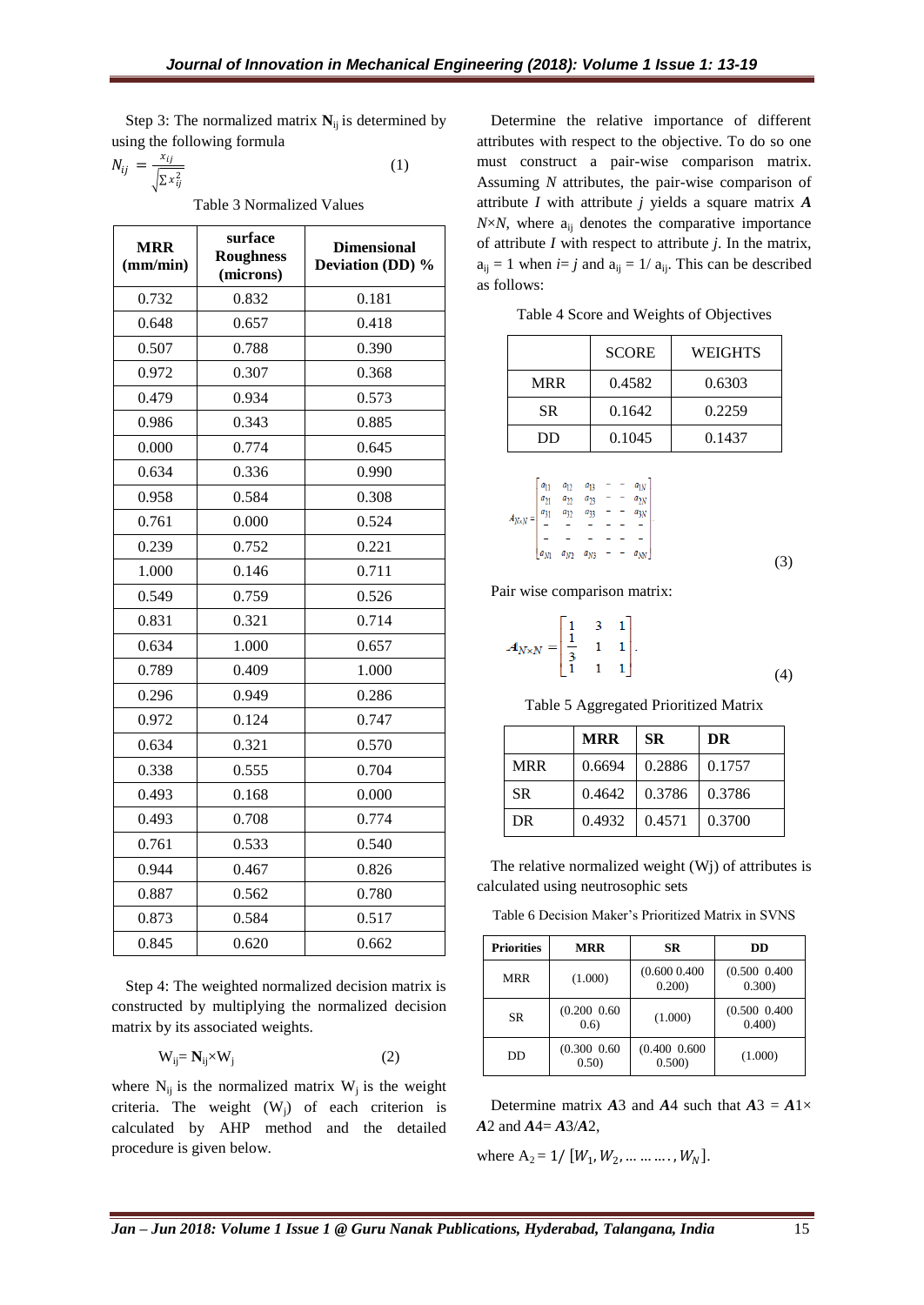Step 3: The normalized matrix $\mathbf{N}_{ij}$ is determined by using the following formula

$$N_{ij} = \frac{x_{ij}}{\sqrt{\sum x_{ij}^2}} \qquad (1)$$

Table 3 Normalized Values

| MRR (mm/min) | surface Roughness (microns) | Dimensional Deviation (DD) % |
|---|---|---|
| 0.732 | 0.832 | 0.181 |
| 0.648 | 0.657 | 0.418 |
| 0.507 | 0.788 | 0.390 |
| 0.972 | 0.307 | 0.368 |
| 0.479 | 0.934 | 0.573 |
| 0.986 | 0.343 | 0.885 |
| 0.000 | 0.774 | 0.645 |
| 0.634 | 0.336 | 0.990 |
| 0.958 | 0.584 | 0.308 |
| 0.761 | 0.000 | 0.524 |
| 0.239 | 0.752 | 0.221 |
| 1.000 | 0.146 | 0.711 |
| 0.549 | 0.759 | 0.526 |
| 0.831 | 0.321 | 0.714 |
| 0.634 | 1.000 | 0.657 |
| 0.789 | 0.409 | 1.000 |
| 0.296 | 0.949 | 0.286 |
| 0.972 | 0.124 | 0.747 |
| 0.634 | 0.321 | 0.570 |
| 0.338 | 0.555 | 0.704 |
| 0.493 | 0.168 | 0.000 |
| 0.493 | 0.708 | 0.774 |
| 0.761 | 0.533 | 0.540 |
| 0.944 | 0.467 | 0.826 |
| 0.887 | 0.562 | 0.780 |
| 0.873 | 0.584 | 0.517 |
| 0.845 | 0.620 | 0.662 |

Step 4: The weighted normalized decision matrix is constructed by multiplying the normalized decision matrix by its associated weights.

$$W_{ij} = \mathbf{N}_{ij} \times W_j \qquad (2)$$

where $N_{ij}$ is the normalized matrix $W_j$ is the weight criteria. The weight ($W_j$) of each criterion is calculated by AHP method and the detailed procedure is given below.

Determine the relative importance of different attributes with respect to the objective. To do so one must construct a pair-wise comparison matrix. Assuming $N$ attributes, the pair-wise comparison of attribute $I$ with attribute $j$ yields a square matrix $\boldsymbol{A}$ $N\times N$, where $a_{ij}$ denotes the comparative importance of attribute $I$ with respect to attribute $j$. In the matrix, $a_{ij} = 1$ when $i= j$ and $a_{ij} = 1/\ a_{ij}$. This can be described as follows:

Table 4 Score and Weights of Objectives

| | SCORE | WEIGHTS |
|---|---|---|
| MRR | 0.4582 | 0.6303 |
| SR | 0.1642 | 0.2259 |
| DD | 0.1045 | 0.1437 |

$$A_{N\times N} = \begin{bmatrix} a_{11} & a_{12} & a_{13} & - & - & a_{1N} \\ a_{21} & a_{22} & a_{23} & - & - & a_{2N} \\ a_{31} & a_{32} & a_{33} & - & - & a_{3N} \\ - & - & - & - & - & - \\ - & - & - & - & - & - \\ a_{N1} & a_{N2} & a_{N3} & - & - & a_{NN} \end{bmatrix} \qquad (3)$$

Pair wise comparison matrix:

$$A_{N\times N} = \begin{bmatrix} 1 & 3 & 1 \\ \frac{1}{3} & 1 & 1 \\ 1 & 1 & 1 \end{bmatrix}. \qquad (4)$$

Table 5 Aggregated Prioritized Matrix

| | MRR | SR | DR |
|---|---|---|---|
| MRR | 0.6694 | 0.2886 | 0.1757 |
| SR | 0.4642 | 0.3786 | 0.3786 |
| DR | 0.4932 | 0.4571 | 0.3700 |

The relative normalized weight (Wj) of attributes is calculated using neutrosophic sets

Table 6 Decision Maker's Prioritized Matrix in SVNS

| Priorities | MRR | SR | DD |
|---|---|---|---|
| MRR | (1.000) | (0.600 0.400 0.200) | (0.500 0.400 0.300) |
| SR | (0.200 0.60 0.6) | (1.000) | (0.500 0.400 0.400) |
| DD | (0.300 0.60 0.50) | (0.400 0.600 0.500) | (1.000) |

Determine matrix $\boldsymbol{A}3$ and $\boldsymbol{A}4$ such that $\boldsymbol{A}3 = \boldsymbol{A}1\times \boldsymbol{A}2$ and $\boldsymbol{A}4= \boldsymbol{A}3/\boldsymbol{A}2$,

where $A_2 = 1/\ [W_1, W_2, \ldots\ldots\ldots, W_N]$.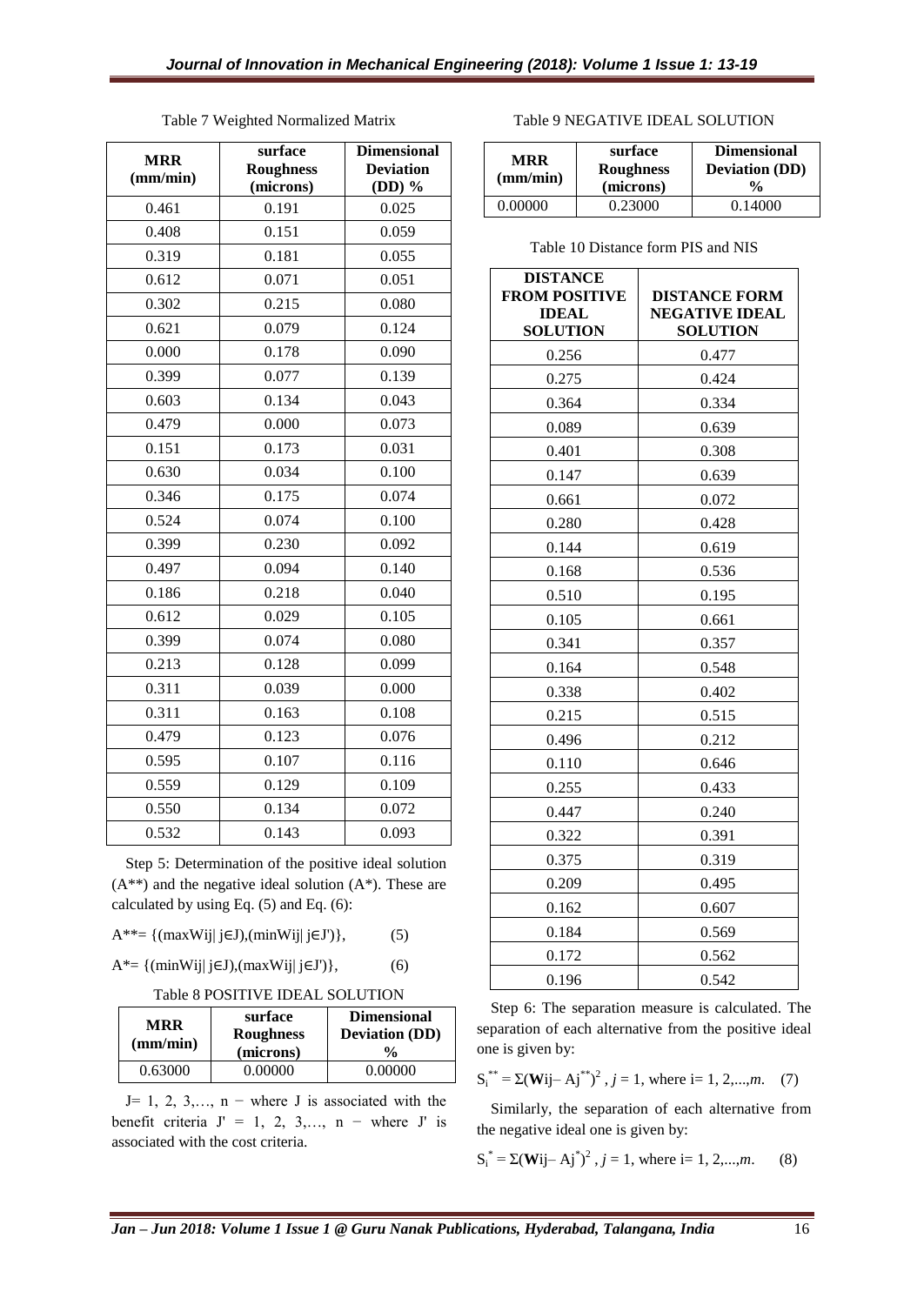Table 7 Weighted Normalized Matrix

| MRR (mm/min) | surface Roughness (microns) | Dimensional Deviation (DD) % |
|---|---|---|
| 0.461 | 0.191 | 0.025 |
| 0.408 | 0.151 | 0.059 |
| 0.319 | 0.181 | 0.055 |
| 0.612 | 0.071 | 0.051 |
| 0.302 | 0.215 | 0.080 |
| 0.621 | 0.079 | 0.124 |
| 0.000 | 0.178 | 0.090 |
| 0.399 | 0.077 | 0.139 |
| 0.603 | 0.134 | 0.043 |
| 0.479 | 0.000 | 0.073 |
| 0.151 | 0.173 | 0.031 |
| 0.630 | 0.034 | 0.100 |
| 0.346 | 0.175 | 0.074 |
| 0.524 | 0.074 | 0.100 |
| 0.399 | 0.230 | 0.092 |
| 0.497 | 0.094 | 0.140 |
| 0.186 | 0.218 | 0.040 |
| 0.612 | 0.029 | 0.105 |
| 0.399 | 0.074 | 0.080 |
| 0.213 | 0.128 | 0.099 |
| 0.311 | 0.039 | 0.000 |
| 0.311 | 0.163 | 0.108 |
| 0.479 | 0.123 | 0.076 |
| 0.595 | 0.107 | 0.116 |
| 0.559 | 0.129 | 0.109 |
| 0.550 | 0.134 | 0.072 |
| 0.532 | 0.143 | 0.093 |

Step 5: Determination of the positive ideal solution ($A^{**}$) and the negative ideal solution ($A^{*}$). These are calculated by using Eq. (5) and Eq. (6):

$$A^{**} = \{(\max W_{ij} | j \in J), (\min W_{ij} | j \in J')\}, \quad (5)$$

$$A^{*} = \{(\min W_{ij} | j \in J), (\max W_{ij} | j \in J')\}, \quad (6)$$

Table 8 POSITIVE IDEAL SOLUTION

| MRR (mm/min) | surface Roughness (microns) | Dimensional Deviation (DD) % |
|---|---|---|
| 0.63000 | 0.00000 | 0.00000 |

J= 1, 2, 3,…, n − where J is associated with the benefit criteria J' = 1, 2, 3,…, n − where J' is associated with the cost criteria.

Table 9 NEGATIVE IDEAL SOLUTION

| MRR (mm/min) | surface Roughness (microns) | Dimensional Deviation (DD) % |
|---|---|---|
| 0.00000 | 0.23000 | 0.14000 |

Table 10 Distance form PIS and NIS

| DISTANCE FROM POSITIVE IDEAL SOLUTION | DISTANCE FORM NEGATIVE IDEAL SOLUTION |
|---|---|
| 0.256 | 0.477 |
| 0.275 | 0.424 |
| 0.364 | 0.334 |
| 0.089 | 0.639 |
| 0.401 | 0.308 |
| 0.147 | 0.639 |
| 0.661 | 0.072 |
| 0.280 | 0.428 |
| 0.144 | 0.619 |
| 0.168 | 0.536 |
| 0.510 | 0.195 |
| 0.105 | 0.661 |
| 0.341 | 0.357 |
| 0.164 | 0.548 |
| 0.338 | 0.402 |
| 0.215 | 0.515 |
| 0.496 | 0.212 |
| 0.110 | 0.646 |
| 0.255 | 0.433 |
| 0.447 | 0.240 |
| 0.322 | 0.391 |
| 0.375 | 0.319 |
| 0.209 | 0.495 |
| 0.162 | 0.607 |
| 0.184 | 0.569 |
| 0.172 | 0.562 |
| 0.196 | 0.542 |

Step 6: The separation measure is calculated. The separation of each alternative from the positive ideal one is given by:

$$S_i^{**} = \Sigma(\mathbf{W}ij - Aj^{**})^2, \; j = 1, \text{ where } i = 1, 2, ..., m. \quad (7)$$

Similarly, the separation of each alternative from the negative ideal one is given by:

$$S_i^{*} = \Sigma(\mathbf{W}ij - Aj^{*})^2, \; j = 1, \text{ where } i = 1, 2, ..., m. \quad (8)$$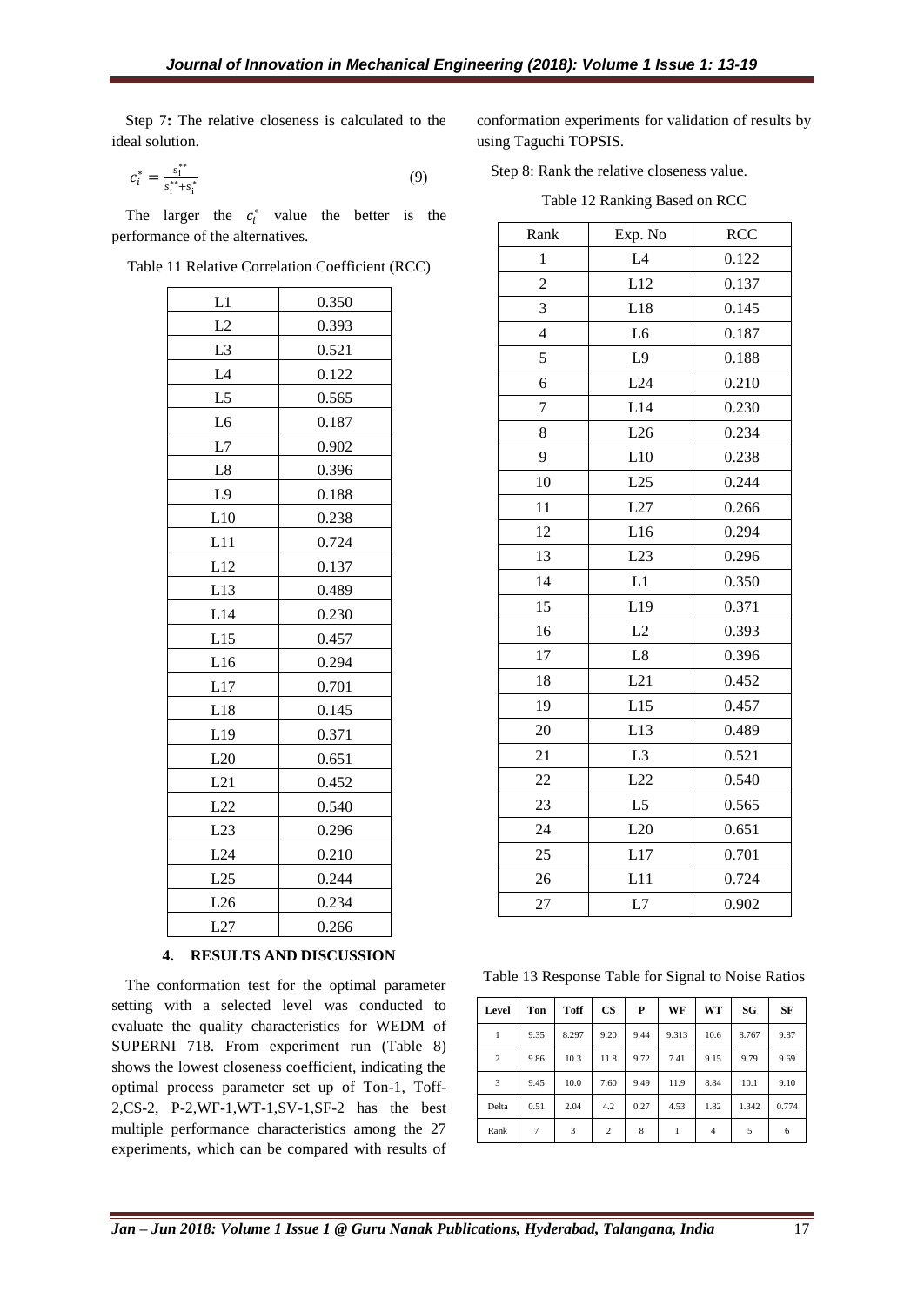Step 7**:** The relative closeness is calculated to the ideal solution.

$$c_i^* = \frac{s_i^{**}}{s_i^{**}+s_i^*} \tag{9}$$

The larger the $c_i^*$ value the better is the performance of the alternatives.

Table 11 Relative Correlation Coefficient (RCC)

| | |
|---|---|
| L1 | 0.350 |
| L2 | 0.393 |
| L3 | 0.521 |
| L4 | 0.122 |
| L5 | 0.565 |
| L6 | 0.187 |
| L7 | 0.902 |
| L8 | 0.396 |
| L9 | 0.188 |
| L10 | 0.238 |
| L11 | 0.724 |
| L12 | 0.137 |
| L13 | 0.489 |
| L14 | 0.230 |
| L15 | 0.457 |
| L16 | 0.294 |
| L17 | 0.701 |
| L18 | 0.145 |
| L19 | 0.371 |
| L20 | 0.651 |
| L21 | 0.452 |
| L22 | 0.540 |
| L23 | 0.296 |
| L24 | 0.210 |
| L25 | 0.244 |
| L26 | 0.234 |
| L27 | 0.266 |

## 4. RESULTS AND DISCUSSION

The conformation test for the optimal parameter setting with a selected level was conducted to evaluate the quality characteristics for WEDM of SUPERNI 718. From experiment run (Table 8) shows the lowest closeness coefficient, indicating the optimal process parameter set up of Ton-1, Toff-2,CS-2, P-2,WF-1,WT-1,SV-1,SF-2 has the best multiple performance characteristics among the 27 experiments, which can be compared with results of conformation experiments for validation of results by using Taguchi TOPSIS.

Step 8: Rank the relative closeness value.

Table 12 Ranking Based on RCC

| Rank | Exp. No | RCC |
|---|---|---|
| 1 | L4 | 0.122 |
| 2 | L12 | 0.137 |
| 3 | L18 | 0.145 |
| 4 | L6 | 0.187 |
| 5 | L9 | 0.188 |
| 6 | L24 | 0.210 |
| 7 | L14 | 0.230 |
| 8 | L26 | 0.234 |
| 9 | L10 | 0.238 |
| 10 | L25 | 0.244 |
| 11 | L27 | 0.266 |
| 12 | L16 | 0.294 |
| 13 | L23 | 0.296 |
| 14 | L1 | 0.350 |
| 15 | L19 | 0.371 |
| 16 | L2 | 0.393 |
| 17 | L8 | 0.396 |
| 18 | L21 | 0.452 |
| 19 | L15 | 0.457 |
| 20 | L13 | 0.489 |
| 21 | L3 | 0.521 |
| 22 | L22 | 0.540 |
| 23 | L5 | 0.565 |
| 24 | L20 | 0.651 |
| 25 | L17 | 0.701 |
| 26 | L11 | 0.724 |
| 27 | L7 | 0.902 |

Table 13 Response Table for Signal to Noise Ratios

| Level | Ton | Toff | CS | P | WF | WT | SG | SF |
|---|---|---|---|---|---|---|---|---|
| 1 | 9.35 | 8.297 | 9.20 | 9.44 | 9.313 | 10.6 | 8.767 | 9.87 |
| 2 | 9.86 | 10.3 | 11.8 | 9.72 | 7.41 | 9.15 | 9.79 | 9.69 |
| 3 | 9.45 | 10.0 | 7.60 | 9.49 | 11.9 | 8.84 | 10.1 | 9.10 |
| Delta | 0.51 | 2.04 | 4.2 | 0.27 | 4.53 | 1.82 | 1.342 | 0.774 |
| Rank | 7 | 3 | 2 | 8 | 1 | 4 | 5 | 6 |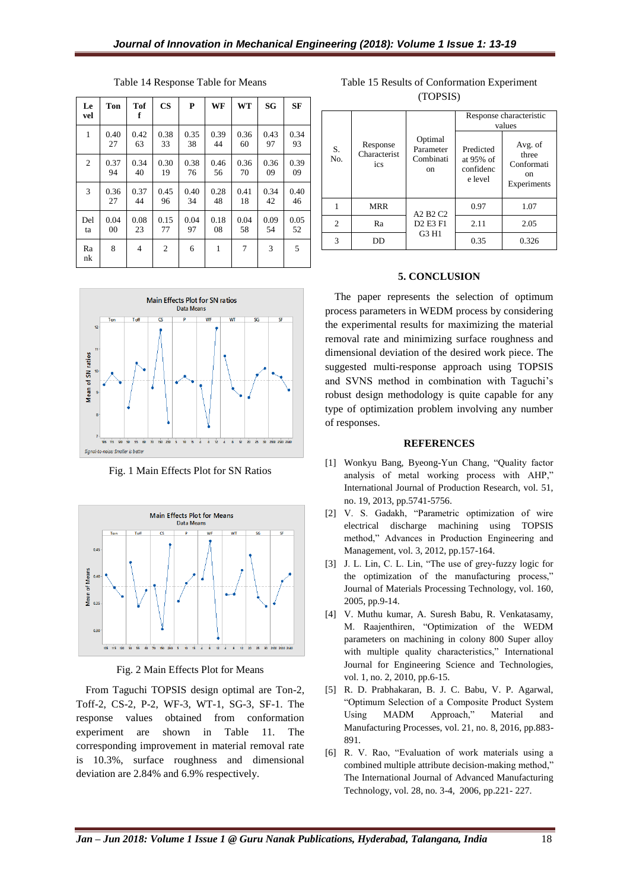Table 14 Response Table for Means

| Level | Ton | Toff | CS | P | WF | WT | SG | SF |
|---|---|---|---|---|---|---|---|---|
| 1 | 0.4027 | 0.4263 | 0.3833 | 0.3538 | 0.3944 | 0.3660 | 0.4397 | 0.3493 |
| 2 | 0.3794 | 0.3440 | 0.3019 | 0.3876 | 0.4656 | 0.3670 | 0.3609 | 0.3909 |
| 3 | 0.3627 | 0.3744 | 0.4596 | 0.4034 | 0.2848 | 0.4118 | 0.3442 | 0.4046 |
| Delta | 0.0400 | 0.0823 | 0.1577 | 0.0497 | 0.1808 | 0.0458 | 0.0954 | 0.0552 |
| Rank | 8 | 4 | 2 | 6 | 1 | 7 | 3 | 5 |

Fig. 1 Main Effects Plot for SN Ratios

Fig. 2 Main Effects Plot for Means

From Taguchi TOPSIS design optimal are Ton-2, Toff-2, CS-2, P-2, WF-3, WT-1, SG-3, SF-1. The response values obtained from conformation experiment are shown in Table 11. The corresponding improvement in material removal rate is 10.3%, surface roughness and dimensional deviation are 2.84% and 6.9% respectively.

Table 15 Results of Conformation Experiment (TOPSIS)

| S. No. | Response Characteristics | Optimal Parameter Combination | Response characteristic values | |
|---|---|---|---|---|
| | | | Predicted at 95% of confidence level | Avg. of three Conformation Experiments |
| 1 | MRR | A2 B2 C2 D2 E3 F1 G3 H1 | 0.97 | 1.07 |
| 2 | Ra | | 2.11 | 2.05 |
| 3 | DD | | 0.35 | 0.326 |

## 5. CONCLUSION

The paper represents the selection of optimum process parameters in WEDM process by considering the experimental results for maximizing the material removal rate and minimizing surface roughness and dimensional deviation of the desired work piece. The suggested multi-response approach using TOPSIS and SVNS method in combination with Taguchi's robust design methodology is quite capable for any type of optimization problem involving any number of responses.

## REFERENCES

[1] Wonkyu Bang, Byeong-Yun Chang, "Quality factor analysis of metal working process with AHP," International Journal of Production Research, vol. 51, no. 19, 2013, pp.5741-5756.

[2] V. S. Gadakh, "Parametric optimization of wire electrical discharge machining using TOPSIS method," Advances in Production Engineering and Management, vol. 3, 2012, pp.157-164.

[3] J. L. Lin, C. L. Lin, "The use of grey-fuzzy logic for the optimization of the manufacturing process," Journal of Materials Processing Technology, vol. 160, 2005, pp.9-14.

[4] V. Muthu kumar, A. Suresh Babu, R. Venkatasamy, M. Raajenthiren, "Optimization of the WEDM parameters on machining in colony 800 Super alloy with multiple quality characteristics," International Journal for Engineering Science and Technologies, vol. 1, no. 2, 2010, pp.6-15.

[5] R. D. Prabhakaran, B. J. C. Babu, V. P. Agarwal, "Optimum Selection of a Composite Product System Using MADM Approach," Material and Manufacturing Processes, vol. 21, no. 8, 2016, pp.883-891.

[6] R. V. Rao, "Evaluation of work materials using a combined multiple attribute decision-making method," The International Journal of Advanced Manufacturing Technology, vol. 28, no. 3-4, 2006, pp.221- 227.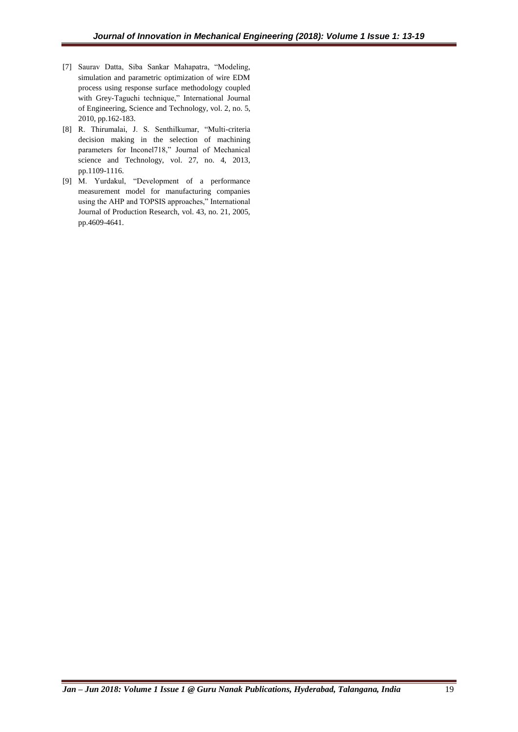[7] Saurav Datta, Siba Sankar Mahapatra, "Modeling, simulation and parametric optimization of wire EDM process using response surface methodology coupled with Grey-Taguchi technique," International Journal of Engineering, Science and Technology, vol. 2, no. 5, 2010, pp.162-183.

[8] R. Thirumalai, J. S. Senthilkumar, "Multi-criteria decision making in the selection of machining parameters for Inconel718," Journal of Mechanical science and Technology, vol. 27, no. 4, 2013, pp.1109-1116.

[9] M. Yurdakul, "Development of a performance measurement model for manufacturing companies using the AHP and TOPSIS approaches," International Journal of Production Research, vol. 43, no. 21, 2005, pp.4609-4641.